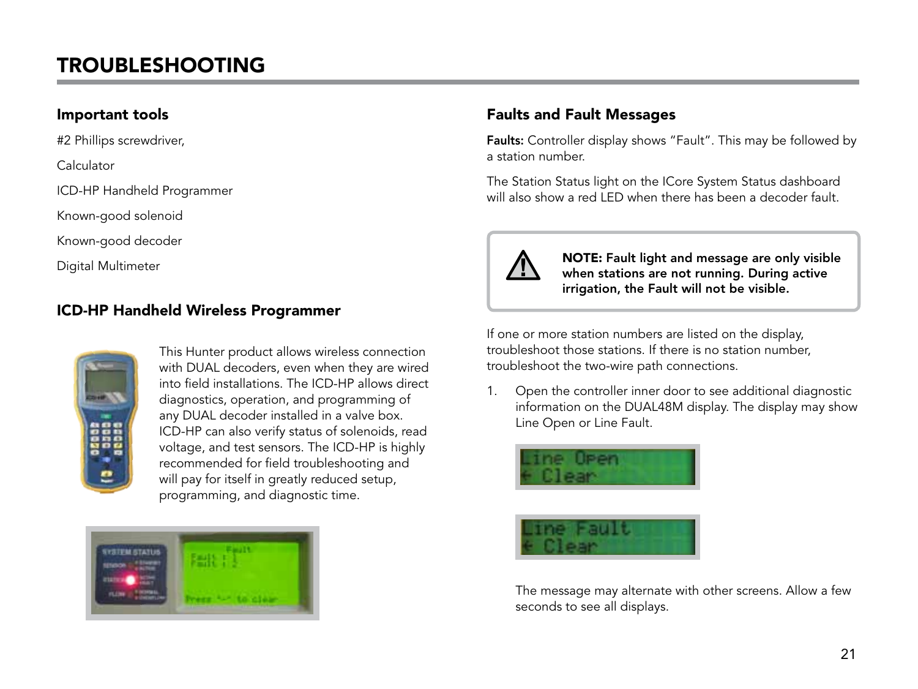# TROUBLESHOOTING

## Important tools

#2 Phillips screwdriver,

Calculator

ICD-HP Handheld Programmer

Known-good solenoid

Known-good decoder

Digital Multimeter

## ICD-HP Handheld Wireless Programmer

This Hunter product allows wireless connection with DUAL decoders, even when they are wired into field installations. The ICD-HP allows direct diagnostics, operation, and programming of any DUAL decoder installed in a valve box. ICD-HP can also verify status of solenoids, read voltage, and test sensors. The ICD-HP is highly recommended for field troubleshooting and will pay for itself in greatly reduced setup, programming, and diagnostic time.

## Faults and Fault Messages

**Faults:** Controller display shows "Fault". This may be followed by a station number.

The Station Status light on the ICore System Status dashboard will also show a red LED when there has been a decoder fault.

**NOTE: Fault light and message are only visible when stations are not running. During active irrigation, the Fault will not be visible.**

If one or more station numbers are listed on the display, troubleshoot those stations. If there is no station number, troubleshoot the two-wire path connections.

1. Open the controller inner door to see additional diagnostic information on the DUAL48M display. The display may show Line Open or Line Fault.

   The message may alternate with other screens. Allow a few seconds to see all displays.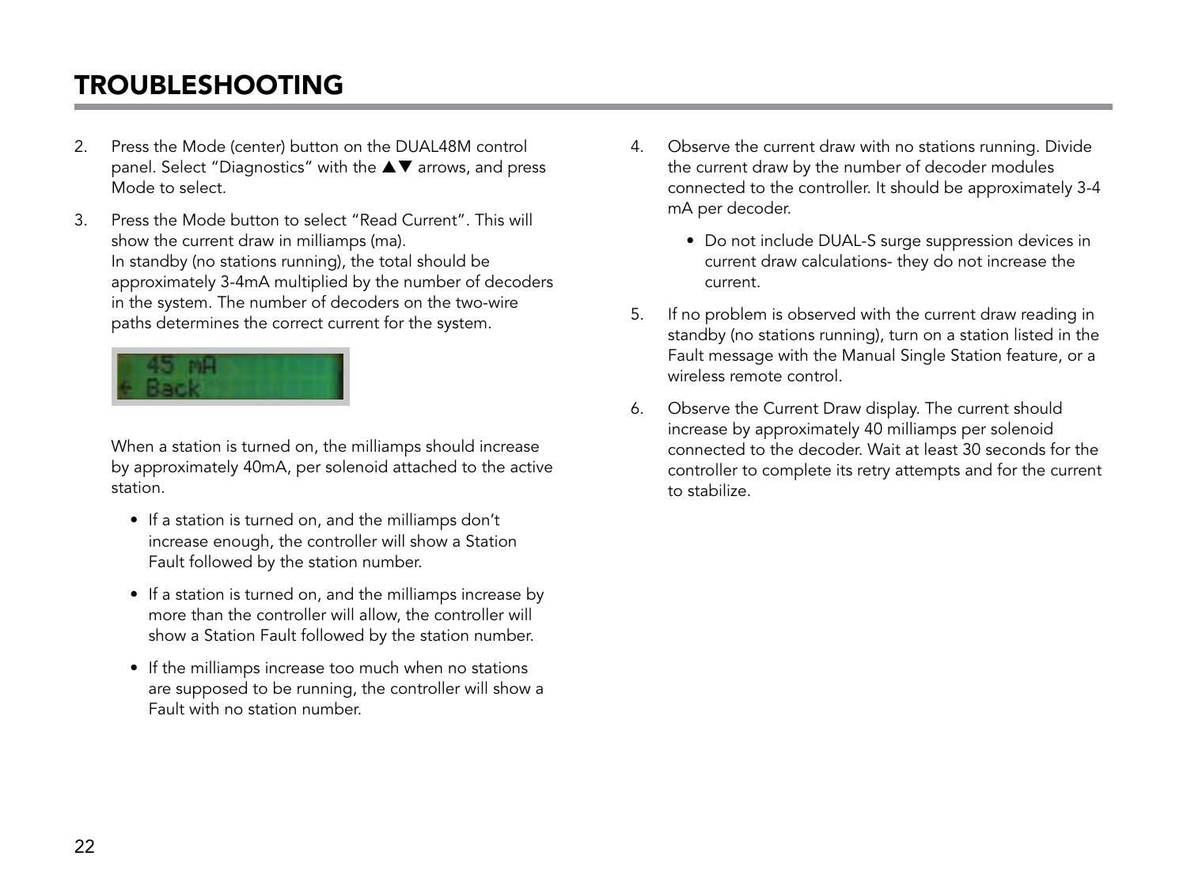# TROUBLESHOOTING

2. Press the Mode (center) button on the DUAL48M control panel. Select “Diagnostics” with the ▲▼ arrows, and press Mode to select.

3. Press the Mode button to select “Read Current”. This will show the current draw in milliamps (ma).
   In standby (no stations running), the total should be approximately 3-4mA multiplied by the number of decoders in the system. The number of decoders on the two-wire paths determines the correct current for the system.

   When a station is turned on, the milliamps should increase by approximately 40mA, per solenoid attached to the active station.

   - If a station is turned on, and the milliamps don’t increase enough, the controller will show a Station Fault followed by the station number.
   - If a station is turned on, and the milliamps increase by more than the controller will allow, the controller will show a Station Fault followed by the station number.
   - If the milliamps increase too much when no stations are supposed to be running, the controller will show a Fault with no station number.

4. Observe the current draw with no stations running. Divide the current draw by the number of decoder modules connected to the controller. It should be approximately 3-4 mA per decoder.

   - Do not include DUAL-S surge suppression devices in current draw calculations- they do not increase the current.

5. If no problem is observed with the current draw reading in standby (no stations running), turn on a station listed in the Fault message with the Manual Single Station feature, or a wireless remote control.

6. Observe the Current Draw display. The current should increase by approximately 40 milliamps per solenoid connected to the decoder. Wait at least 30 seconds for the controller to complete its retry attempts and for the current to stabilize.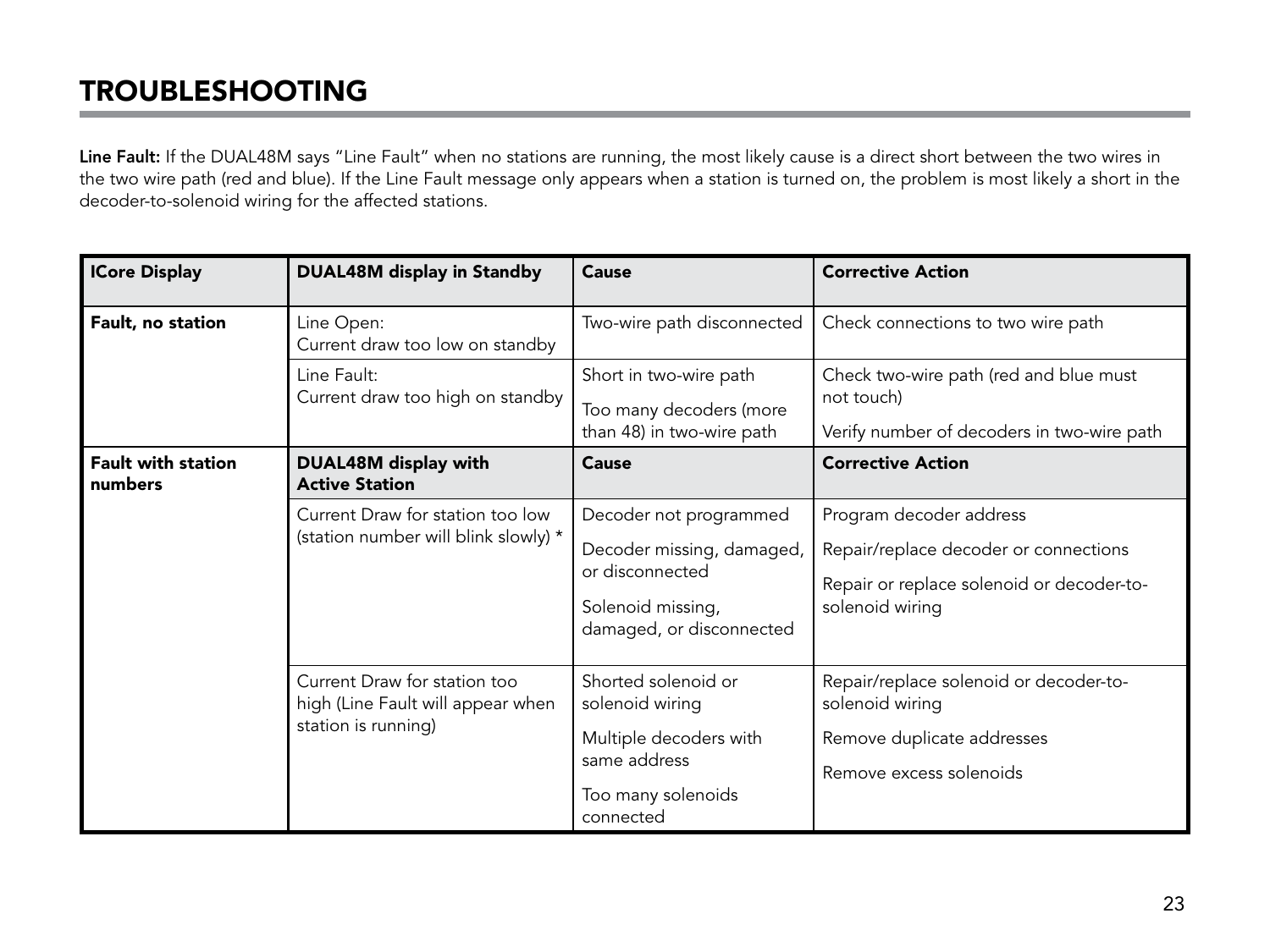# TROUBLESHOOTING

**Line Fault:** If the DUAL48M says "Line Fault" when no stations are running, the most likely cause is a direct short between the two wires in the two wire path (red and blue). If the Line Fault message only appears when a station is turned on, the problem is most likely a short in the decoder-to-solenoid wiring for the affected stations.

| ICore Display | DUAL48M display in Standby | Cause | Corrective Action |
|---|---|---|---|
| **Fault, no station** | Line Open:<br>Current draw too low on standby | Two-wire path disconnected | Check connections to two wire path |
| | Line Fault:<br>Current draw too high on standby | Short in two-wire path<br><br>Too many decoders (more than 48) in two-wire path | Check two-wire path (red and blue must not touch)<br><br>Verify number of decoders in two-wire path |
| **Fault with station numbers** | **DUAL48M display with Active Station** | **Cause** | **Corrective Action** |
| | Current Draw for station too low (station number will blink slowly) * | Decoder not programmed<br><br>Decoder missing, damaged, or disconnected<br><br>Solenoid missing, damaged, or disconnected | Program decoder address<br><br>Repair/replace decoder or connections<br><br>Repair or replace solenoid or decoder-to-solenoid wiring |
| | Current Draw for station too high (Line Fault will appear when station is running) | Shorted solenoid or solenoid wiring<br><br>Multiple decoders with same address<br><br>Too many solenoids connected | Repair/replace solenoid or decoder-to-solenoid wiring<br><br>Remove duplicate addresses<br><br>Remove excess solenoids |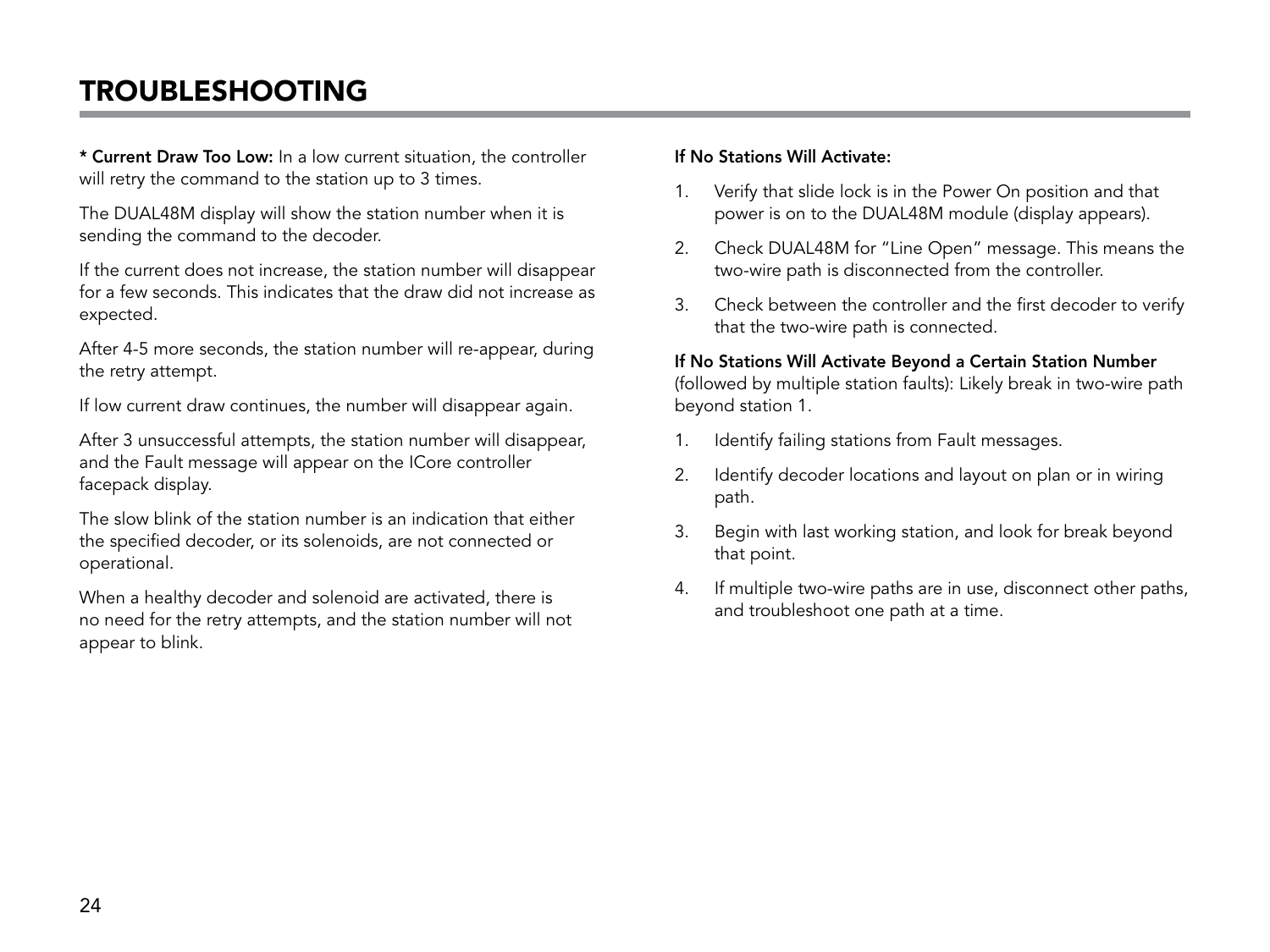# TROUBLESHOOTING

**\* Current Draw Too Low:** In a low current situation, the controller will retry the command to the station up to 3 times.

The DUAL48M display will show the station number when it is sending the command to the decoder.

If the current does not increase, the station number will disappear for a few seconds. This indicates that the draw did not increase as expected.

After 4-5 more seconds, the station number will re-appear, during the retry attempt.

If low current draw continues, the number will disappear again.

After 3 unsuccessful attempts, the station number will disappear, and the Fault message will appear on the ICore controller facepack display.

The slow blink of the station number is an indication that either the specified decoder, or its solenoids, are not connected or operational.

When a healthy decoder and solenoid are activated, there is no need for the retry attempts, and the station number will not appear to blink.

**If No Stations Will Activate:**

1. Verify that slide lock is in the Power On position and that power is on to the DUAL48M module (display appears).
2. Check DUAL48M for "Line Open" message. This means the two-wire path is disconnected from the controller.
3. Check between the controller and the first decoder to verify that the two-wire path is connected.

**If No Stations Will Activate Beyond a Certain Station Number** (followed by multiple station faults): Likely break in two-wire path beyond station 1.

1. Identify failing stations from Fault messages.
2. Identify decoder locations and layout on plan or in wiring path.
3. Begin with last working station, and look for break beyond that point.
4. If multiple two-wire paths are in use, disconnect other paths, and troubleshoot one path at a time.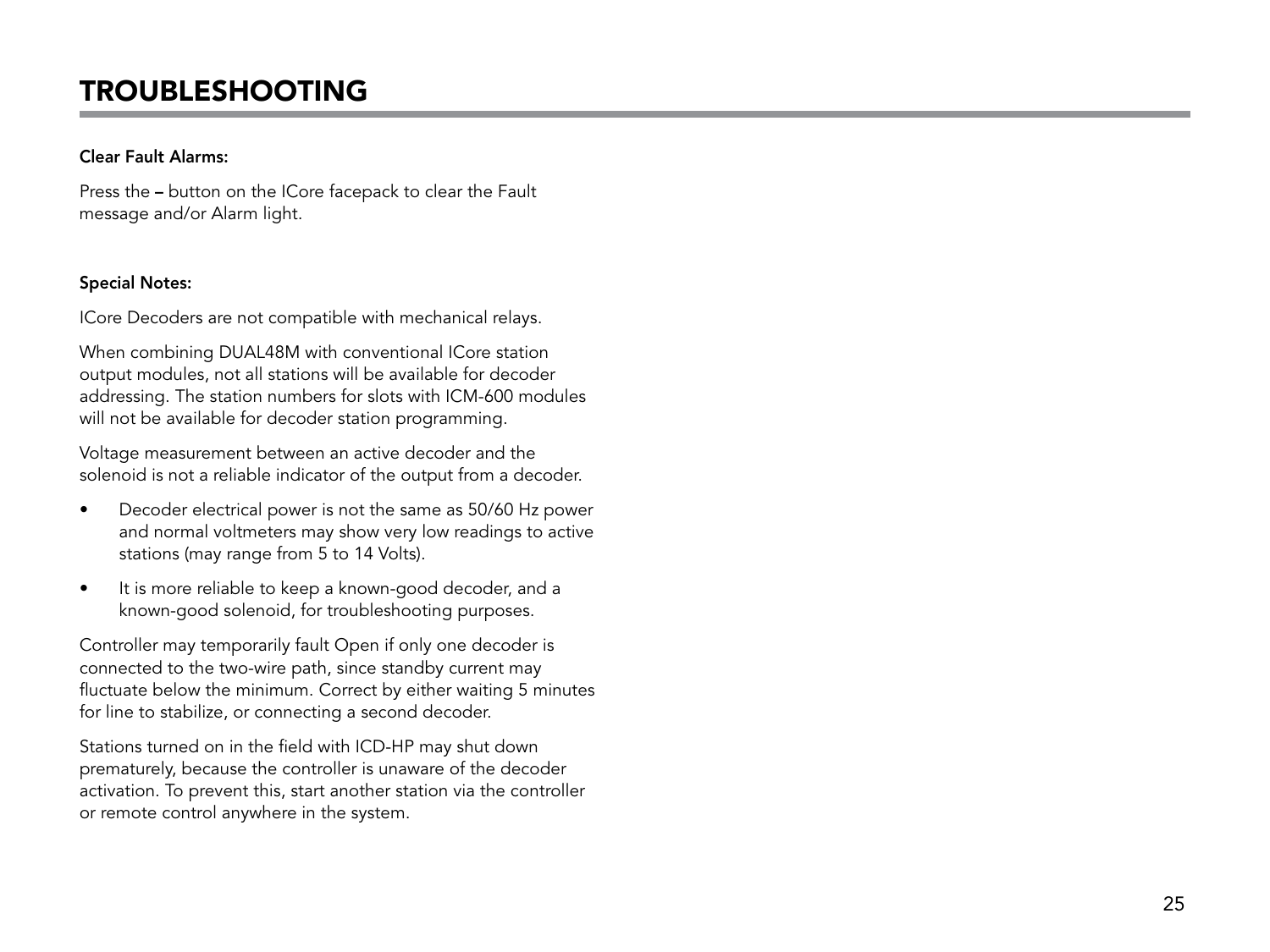# TROUBLESHOOTING

**Clear Fault Alarms:**

Press the **–** button on the ICore facepack to clear the Fault message and/or Alarm light.

**Special Notes:**

ICore Decoders are not compatible with mechanical relays.

When combining DUAL48M with conventional ICore station output modules, not all stations will be available for decoder addressing. The station numbers for slots with ICM-600 modules will not be available for decoder station programming.

Voltage measurement between an active decoder and the solenoid is not a reliable indicator of the output from a decoder.

- Decoder electrical power is not the same as 50/60 Hz power and normal voltmeters may show very low readings to active stations (may range from 5 to 14 Volts).
- It is more reliable to keep a known-good decoder, and a known-good solenoid, for troubleshooting purposes.

Controller may temporarily fault Open if only one decoder is connected to the two-wire path, since standby current may fluctuate below the minimum. Correct by either waiting 5 minutes for line to stabilize, or connecting a second decoder.

Stations turned on in the field with ICD-HP may shut down prematurely, because the controller is unaware of the decoder activation. To prevent this, start another station via the controller or remote control anywhere in the system.